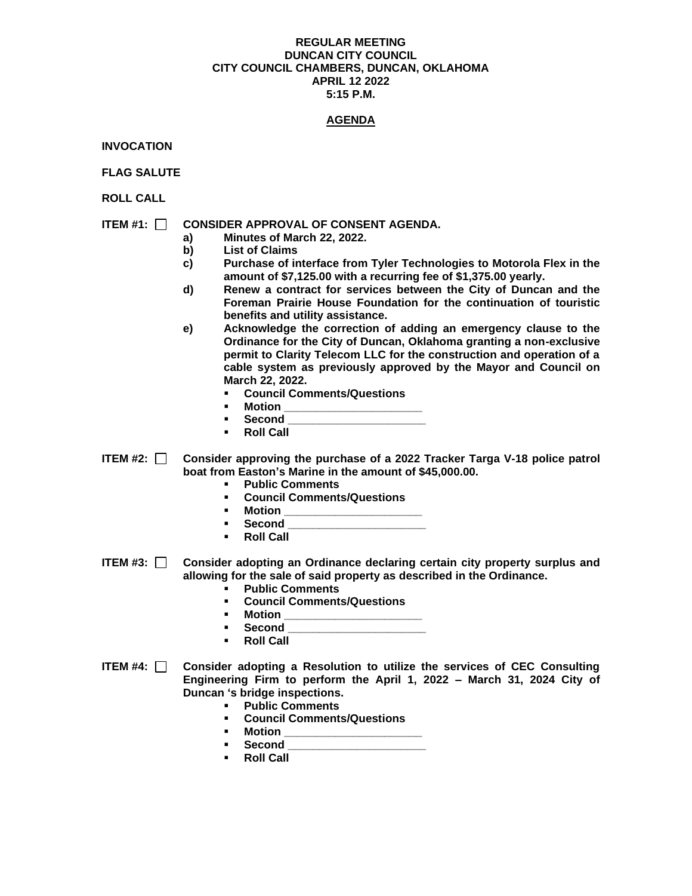**REGULAR MEETING**
**DUNCAN CITY COUNCIL**
**CITY COUNCIL CHAMBERS, DUNCAN, OKLAHOMA**
**APRIL 12 2022**
**5:15 P.M.**

## AGENDA

**INVOCATION**

**FLAG SALUTE**

**ROLL CALL**

**ITEM #1:** ☐ **CONSIDER APPROVAL OF CONSENT AGENDA.**

- **a)** **Minutes of March 22, 2022.**
- **b)** **List of Claims**
- **c)** **Purchase of interface from Tyler Technologies to Motorola Flex in the amount of $7,125.00 with a recurring fee of $1,375.00 yearly.**
- **d)** **Renew a contract for services between the City of Duncan and the Foreman Prairie House Foundation for the continuation of touristic benefits and utility assistance.**
- **e)** **Acknowledge the correction of adding an emergency clause to the Ordinance for the City of Duncan, Oklahoma granting a non-exclusive permit to Clarity Telecom LLC for the construction and operation of a cable system as previously approved by the Mayor and Council on March 22, 2022.**
  - **Council Comments/Questions**
  - **Motion ______________________**
  - **Second ______________________**
  - **Roll Call**

**ITEM #2:** ☐ **Consider approving the purchase of a 2022 Tracker Targa V-18 police patrol boat from Easton's Marine in the amount of $45,000.00.**

- **Public Comments**
- **Council Comments/Questions**
- **Motion ______________________**
- **Second ______________________**
- **Roll Call**

**ITEM #3:** ☐ **Consider adopting an Ordinance declaring certain city property surplus and allowing for the sale of said property as described in the Ordinance.**

- **Public Comments**
- **Council Comments/Questions**
- **Motion ______________________**
- **Second ______________________**
- **Roll Call**

**ITEM #4:** ☐ **Consider adopting a Resolution to utilize the services of CEC Consulting Engineering Firm to perform the April 1, 2022 – March 31, 2024 City of Duncan 's bridge inspections.**

- **Public Comments**
- **Council Comments/Questions**
- **Motion ______________________**
- **Second ______________________**
- **Roll Call**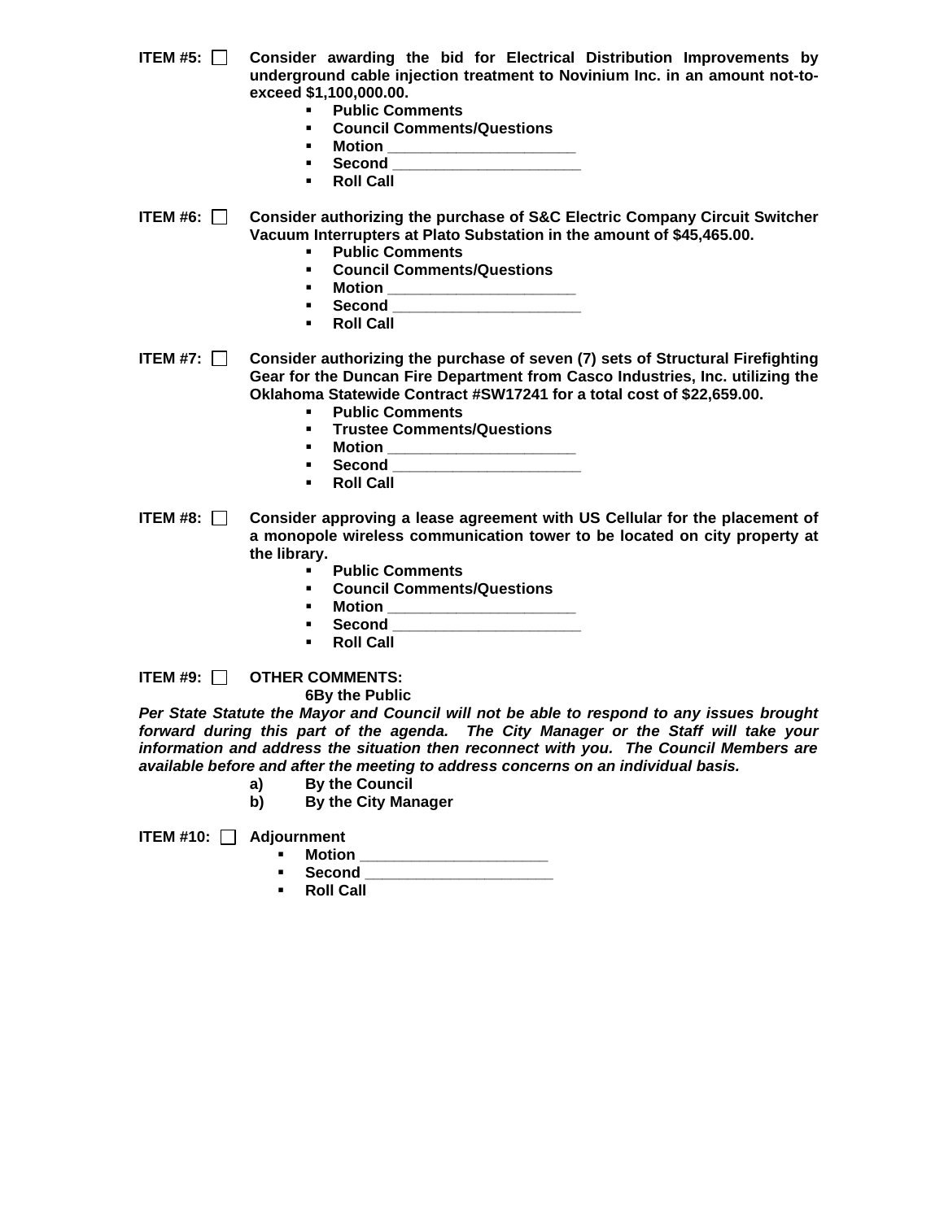**ITEM #5:** ☐ **Consider awarding the bid for Electrical Distribution Improvements by underground cable injection treatment to Novinium Inc. in an amount not-to-exceed $1,100,000.00.**

- **Public Comments**
- **Council Comments/Questions**
- **Motion _____________________**
- **Second _____________________**
- **Roll Call**

**ITEM #6:** ☐ **Consider authorizing the purchase of S&C Electric Company Circuit Switcher Vacuum Interrupters at Plato Substation in the amount of $45,465.00.**

- **Public Comments**
- **Council Comments/Questions**
- **Motion _____________________**
- **Second _____________________**
- **Roll Call**

**ITEM #7:** ☐ **Consider authorizing the purchase of seven (7) sets of Structural Firefighting Gear for the Duncan Fire Department from Casco Industries, Inc. utilizing the Oklahoma Statewide Contract #SW17241 for a total cost of $22,659.00.**

- **Public Comments**
- **Trustee Comments/Questions**
- **Motion _____________________**
- **Second _____________________**
- **Roll Call**

**ITEM #8:** ☐ **Consider approving a lease agreement with US Cellular for the placement of a monopole wireless communication tower to be located on city property at the library.**

- **Public Comments**
- **Council Comments/Questions**
- **Motion _____________________**
- **Second _____________________**
- **Roll Call**

**ITEM #9:** ☐ **OTHER COMMENTS:**

**6By the Public**

***Per State Statute the Mayor and Council will not be able to respond to any issues brought forward during this part of the agenda. The City Manager or the Staff will take your information and address the situation then reconnect with you. The Council Members are available before and after the meeting to address concerns on an individual basis.***

**a) By the Council**

**b) By the City Manager**

**ITEM #10:** ☐ **Adjournment**

- **Motion _____________________**
- **Second _____________________**
- **Roll Call**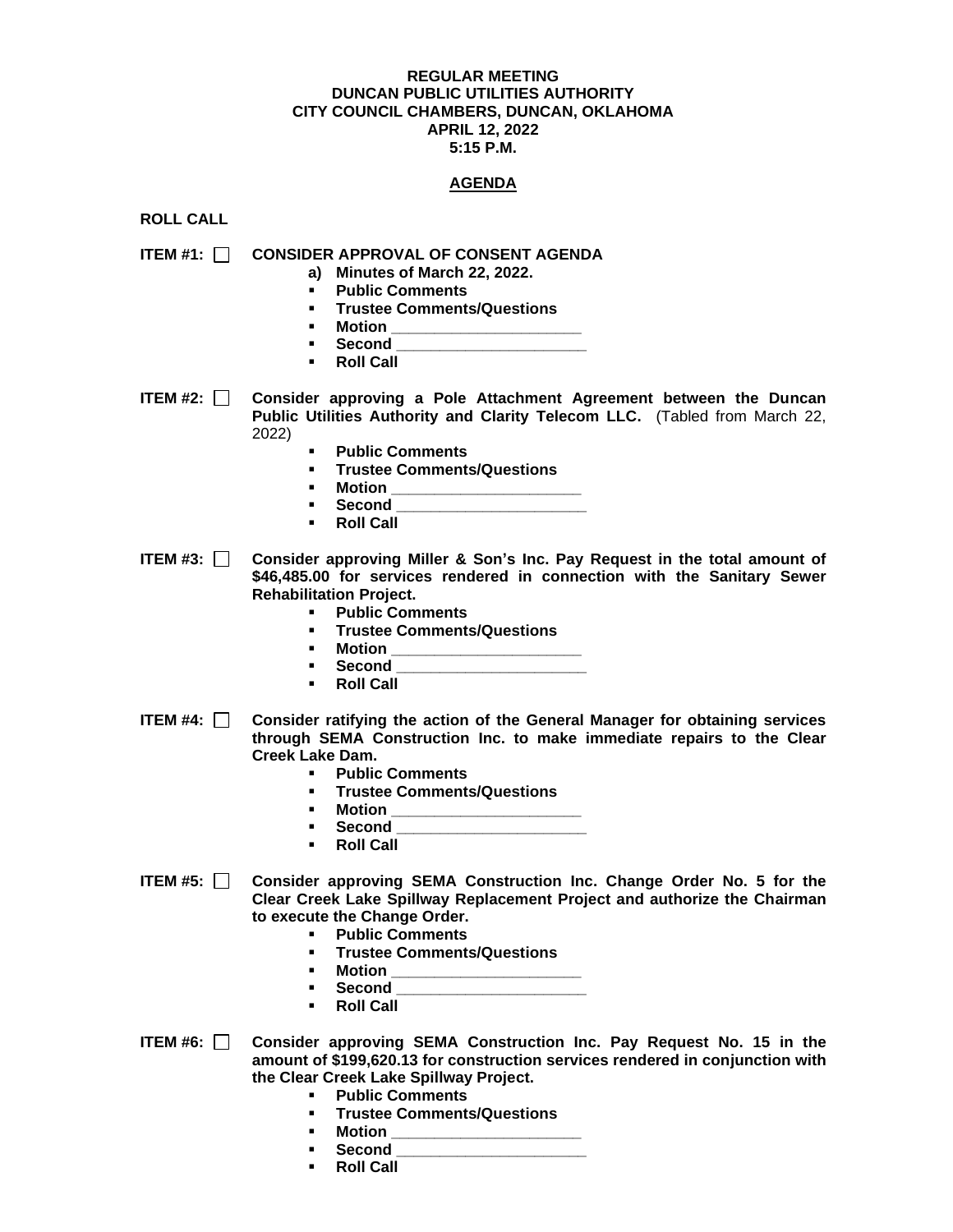**REGULAR MEETING**
**DUNCAN PUBLIC UTILITIES AUTHORITY**
**CITY COUNCIL CHAMBERS, DUNCAN, OKLAHOMA**
**APRIL 12, 2022**
**5:15 P.M.**

**AGENDA**

**ROLL CALL**

**ITEM #1:** ☐ **CONSIDER APPROVAL OF CONSENT AGENDA**

a) **Minutes of March 22, 2022.**

- **Public Comments**
- **Trustee Comments/Questions**
- **Motion** ______________________
- **Second** ______________________
- **Roll Call**

**ITEM #2:** ☐ **Consider approving a Pole Attachment Agreement between the Duncan Public Utilities Authority and Clarity Telecom LLC.** (Tabled from March 22, 2022)

- **Public Comments**
- **Trustee Comments/Questions**
- **Motion** ______________________
- **Second** ______________________
- **Roll Call**

**ITEM #3:** ☐ **Consider approving Miller & Son's Inc. Pay Request in the total amount of $46,485.00 for services rendered in connection with the Sanitary Sewer Rehabilitation Project.**

- **Public Comments**
- **Trustee Comments/Questions**
- **Motion** ______________________
- **Second** ______________________
- **Roll Call**

**ITEM #4:** ☐ **Consider ratifying the action of the General Manager for obtaining services through SEMA Construction Inc. to make immediate repairs to the Clear Creek Lake Dam.**

- **Public Comments**
- **Trustee Comments/Questions**
- **Motion** ______________________
- **Second** ______________________
- **Roll Call**

**ITEM #5:** ☐ **Consider approving SEMA Construction Inc. Change Order No. 5 for the Clear Creek Lake Spillway Replacement Project and authorize the Chairman to execute the Change Order.**

- **Public Comments**
- **Trustee Comments/Questions**
- **Motion** ______________________
- **Second** ______________________
- **Roll Call**

**ITEM #6:** ☐ **Consider approving SEMA Construction Inc. Pay Request No. 15 in the amount of $199,620.13 for construction services rendered in conjunction with the Clear Creek Lake Spillway Project.**

- **Public Comments**
- **Trustee Comments/Questions**
- **Motion** ______________________
- **Second** ______________________
- **Roll Call**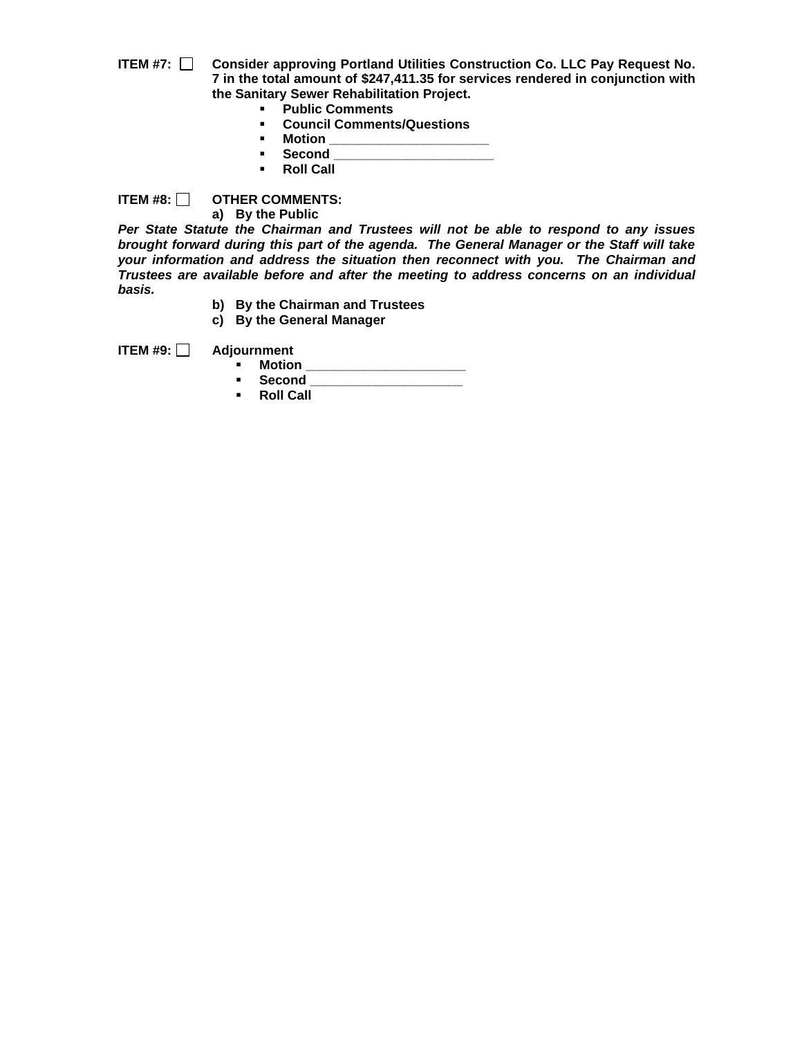**ITEM #7:** ☐ **Consider approving Portland Utilities Construction Co. LLC Pay Request No. 7 in the total amount of $247,411.35 for services rendered in conjunction with the Sanitary Sewer Rehabilitation Project.**

- **Public Comments**
- **Council Comments/Questions**
- **Motion ______________________**
- **Second ______________________**
- **Roll Call**

**ITEM #8:** ☐ **OTHER COMMENTS:**

**a) By the Public**

***Per State Statute the Chairman and Trustees will not be able to respond to any issues brought forward during this part of the agenda. The General Manager or the Staff will take your information and address the situation then reconnect with you. The Chairman and Trustees are available before and after the meeting to address concerns on an individual basis.***

**b) By the Chairman and Trustees**

**c) By the General Manager**

**ITEM #9:** ☐ **Adjournment**

- **Motion ______________________**
- **Second ______________________**
- **Roll Call**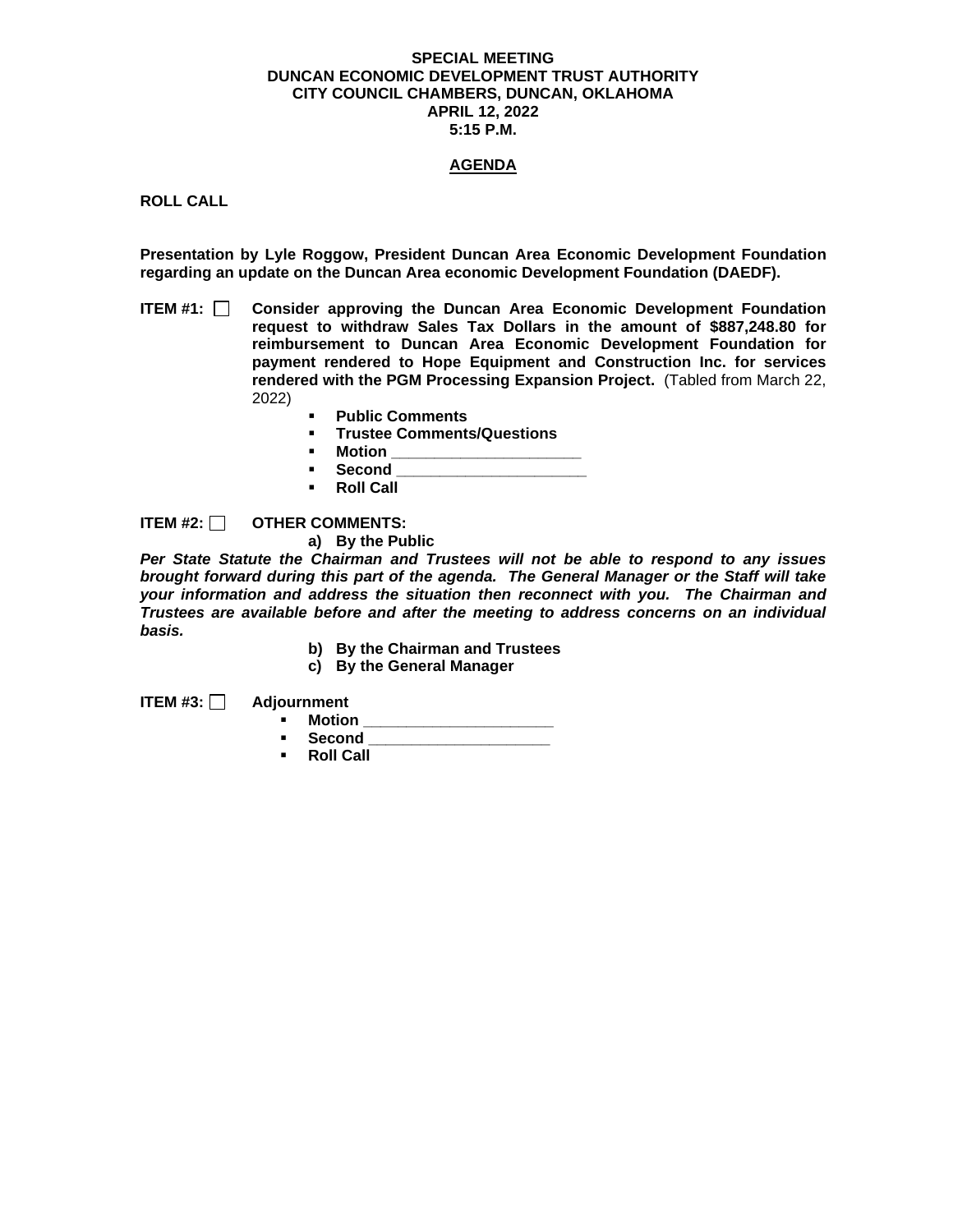**SPECIAL MEETING**
**DUNCAN ECONOMIC DEVELOPMENT TRUST AUTHORITY**
**CITY COUNCIL CHAMBERS, DUNCAN, OKLAHOMA**
**APRIL 12, 2022**
**5:15 P.M.**

**AGENDA**

**ROLL CALL**

**Presentation by Lyle Roggow, President Duncan Area Economic Development Foundation regarding an update on the Duncan Area economic Development Foundation (DAEDF).**

**ITEM #1:** ☐ **Consider approving the Duncan Area Economic Development Foundation request to withdraw Sales Tax Dollars in the amount of $887,248.80 for reimbursement to Duncan Area Economic Development Foundation for payment rendered to Hope Equipment and Construction Inc. for services rendered with the PGM Processing Expansion Project.** (Tabled from March 22, 2022)

- **Public Comments**
- **Trustee Comments/Questions**
- **Motion ______________________**
- **Second ______________________**
- **Roll Call**

**ITEM #2:** ☐ **OTHER COMMENTS:**

**a) By the Public**

***Per State Statute the Chairman and Trustees will not be able to respond to any issues brought forward during this part of the agenda. The General Manager or the Staff will take your information and address the situation then reconnect with you. The Chairman and Trustees are available before and after the meeting to address concerns on an individual basis.***

**b) By the Chairman and Trustees**
**c) By the General Manager**

**ITEM #3:** ☐ **Adjournment**

- **Motion ______________________**
- **Second _____________________**
- **Roll Call**